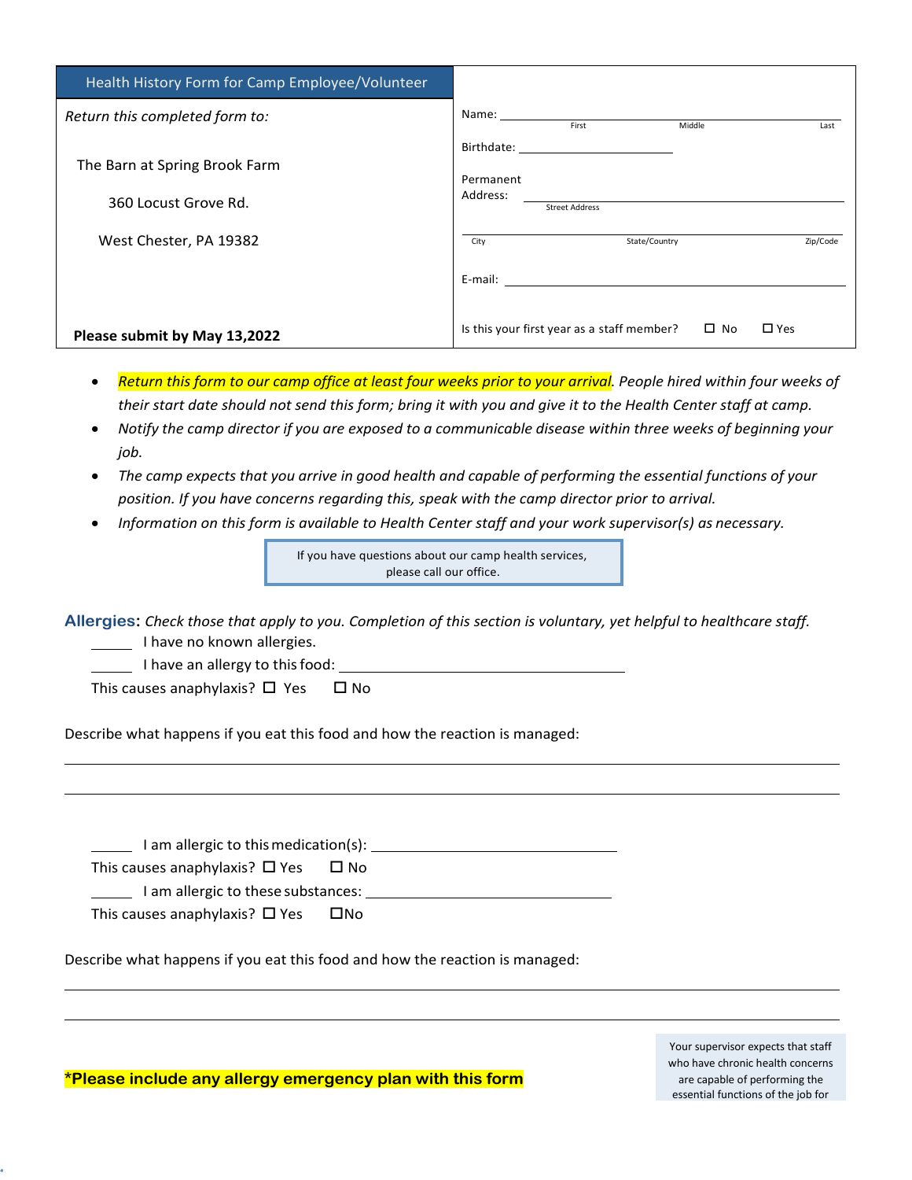## Health History Form for Camp Employee/Volunteer

*Return this completed form to:*

The Barn at Spring Brook Farm

360 Locust Grove Rd.

West Chester, PA 19382

**Please submit by May 13,2022**

Name: ______________________________
First Middle Last

Birthdate: ____________________

Permanent Address: ______________________________
Street Address

______________________________
City State/Country Zip/Code

E-mail: ______________________________

Is this your first year as a staff member? ☐ No ☐ Yes

- *Return this form to our camp office at least four weeks prior to your arrival. People hired within four weeks of their start date should not send this form; bring it with you and give it to the Health Center staff at camp.*
- *Notify the camp director if you are exposed to a communicable disease within three weeks of beginning your job.*
- *The camp expects that you arrive in good health and capable of performing the essential functions of your position. If you have concerns regarding this, speak with the camp director prior to arrival.*
- *Information on this form is available to Health Center staff and your work supervisor(s) as necessary.*

If you have questions about our camp health services, please call our office.

**Allergies**: *Check those that apply to you. Completion of this section is voluntary, yet helpful to healthcare staff.*

_____ I have no known allergies.

_____ I have an allergy to this food: ______________________________

This causes anaphylaxis? ☐ Yes ☐ No

Describe what happens if you eat this food and how the reaction is managed:

______________________________________________________________________

______________________________________________________________________

_____ I am allergic to this medication(s): ______________________________

This causes anaphylaxis? ☐ Yes ☐ No

_____ I am allergic to these substances: ______________________________

This causes anaphylaxis? ☐ Yes ☐No

Describe what happens if you eat this food and how the reaction is managed:

______________________________________________________________________

______________________________________________________________________

**\*Please include any allergy emergency plan with this form**

Your supervisor expects that staff who have chronic health concerns are capable of performing the essential functions of the job for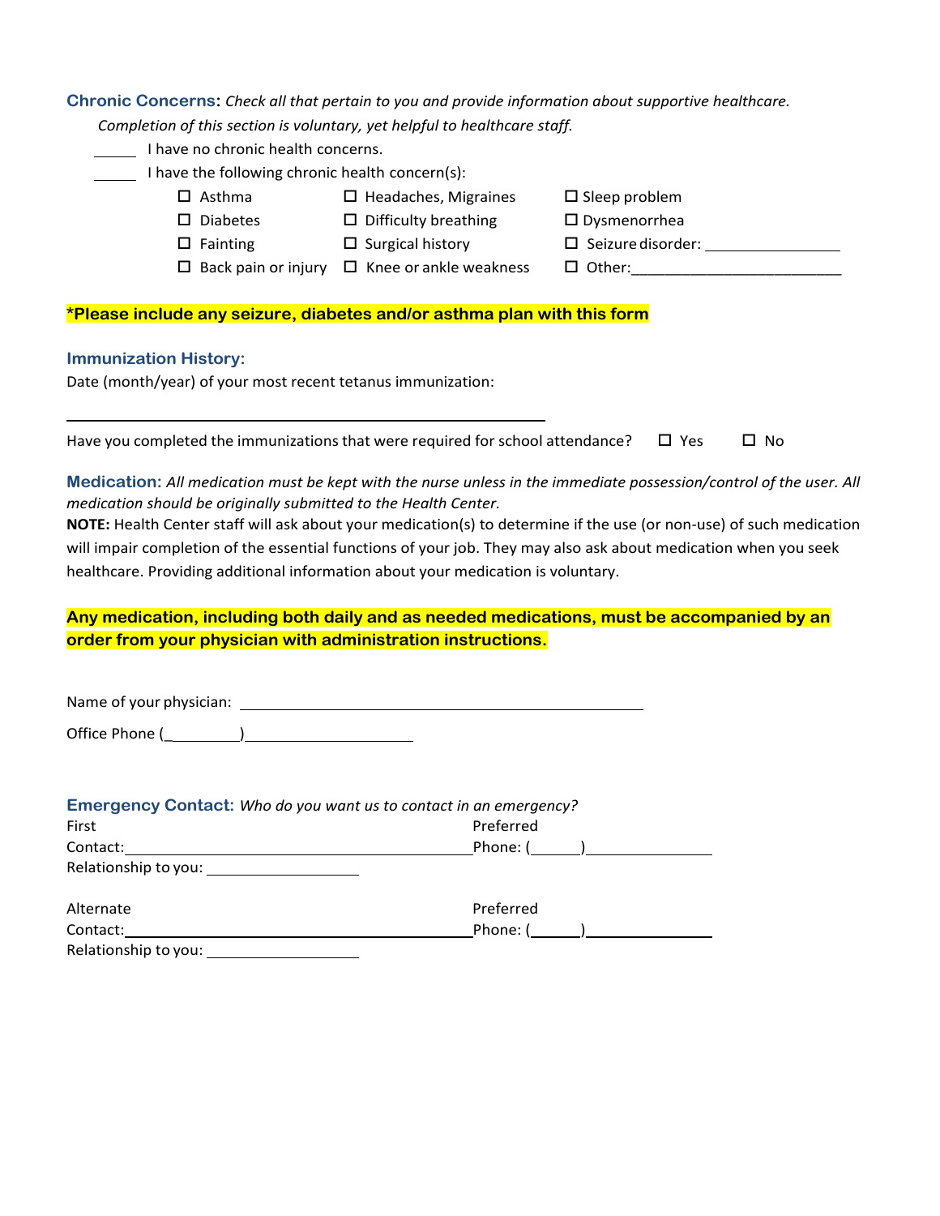**Chronic Concerns**: *Check all that pertain to you and provide information about supportive healthcare. Completion of this section is voluntary, yet helpful to healthcare staff.*

_____ I have no chronic health concerns.

_____ I have the following chronic health concern(s):

| | | |
|---|---|---|
| ☐ Asthma | ☐ Headaches, Migraines | ☐ Sleep problem |
| ☐ Diabetes | ☐ Difficulty breathing | ☐ Dysmenorrhea |
| ☐ Fainting | ☐ Surgical history | ☐ Seizure disorder: ________________ |
| ☐ Back pain or injury | ☐ Knee or ankle weakness | ☐ Other:_________________________ |

**\*Please include any seizure, diabetes and/or asthma plan with this form**

**Immunization History:**

Date (month/year) of your most recent tetanus immunization:

_______________________________________________________

Have you completed the immunizations that were required for school attendance? ☐ Yes ☐ No

**Medication:** *All medication must be kept with the nurse unless in the immediate possession/control of the user. All medication should be originally submitted to the Health Center.*

**NOTE:** Health Center staff will ask about your medication(s) to determine if the use (or non-use) of such medication will impair completion of the essential functions of your job. They may also ask about medication when you seek healthcare. Providing additional information about your medication is voluntary.

**Any medication, including both daily and as needed medications, must be accompanied by an order from your physician with administration instructions.**

Name of your physician: ______________________________________________

Office Phone (_________)____________________

**Emergency Contact:** *Who do you want us to contact in an emergency?*

First Contact:_____________________________________ Preferred Phone: (______)______________

Relationship to you: __________________

Alternate Contact:_____________________________________ Preferred Phone: (______)______________

Relationship to you: __________________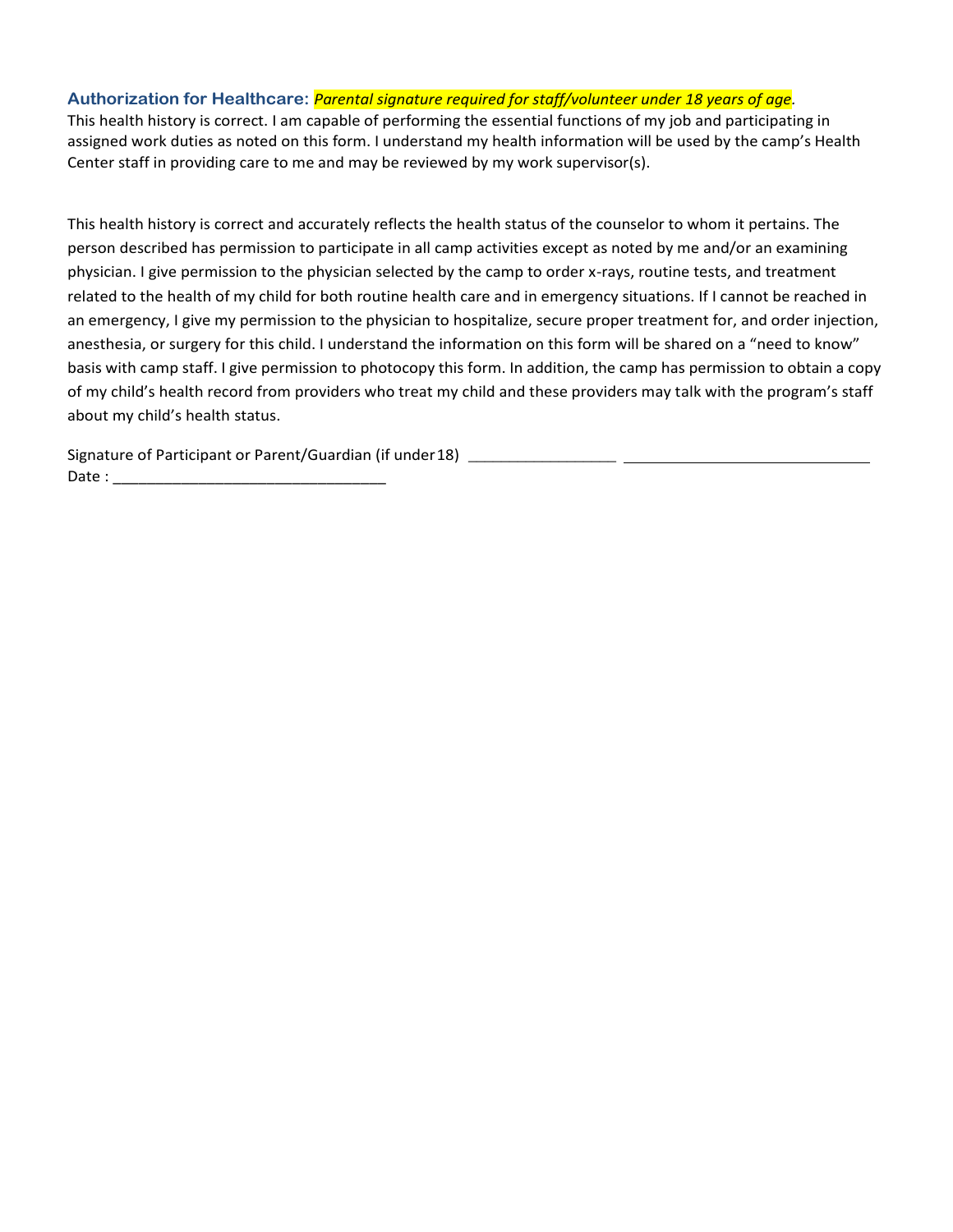**Authorization for Healthcare:** *Parental signature required for staff/volunteer under 18 years of age*.
This health history is correct. I am capable of performing the essential functions of my job and participating in assigned work duties as noted on this form. I understand my health information will be used by the camp's Health Center staff in providing care to me and may be reviewed by my work supervisor(s).

This health history is correct and accurately reflects the health status of the counselor to whom it pertains. The person described has permission to participate in all camp activities except as noted by me and/or an examining physician. I give permission to the physician selected by the camp to order x-rays, routine tests, and treatment related to the health of my child for both routine health care and in emergency situations. If I cannot be reached in an emergency, I give my permission to the physician to hospitalize, secure proper treatment for, and order injection, anesthesia, or surgery for this child. I understand the information on this form will be shared on a "need to know" basis with camp staff. I give permission to photocopy this form. In addition, the camp has permission to obtain a copy of my child's health record from providers who treat my child and these providers may talk with the program's staff about my child's health status.

Signature of Participant or Parent/Guardian (if under18) __________________ ______________________________
Date : _________________________________